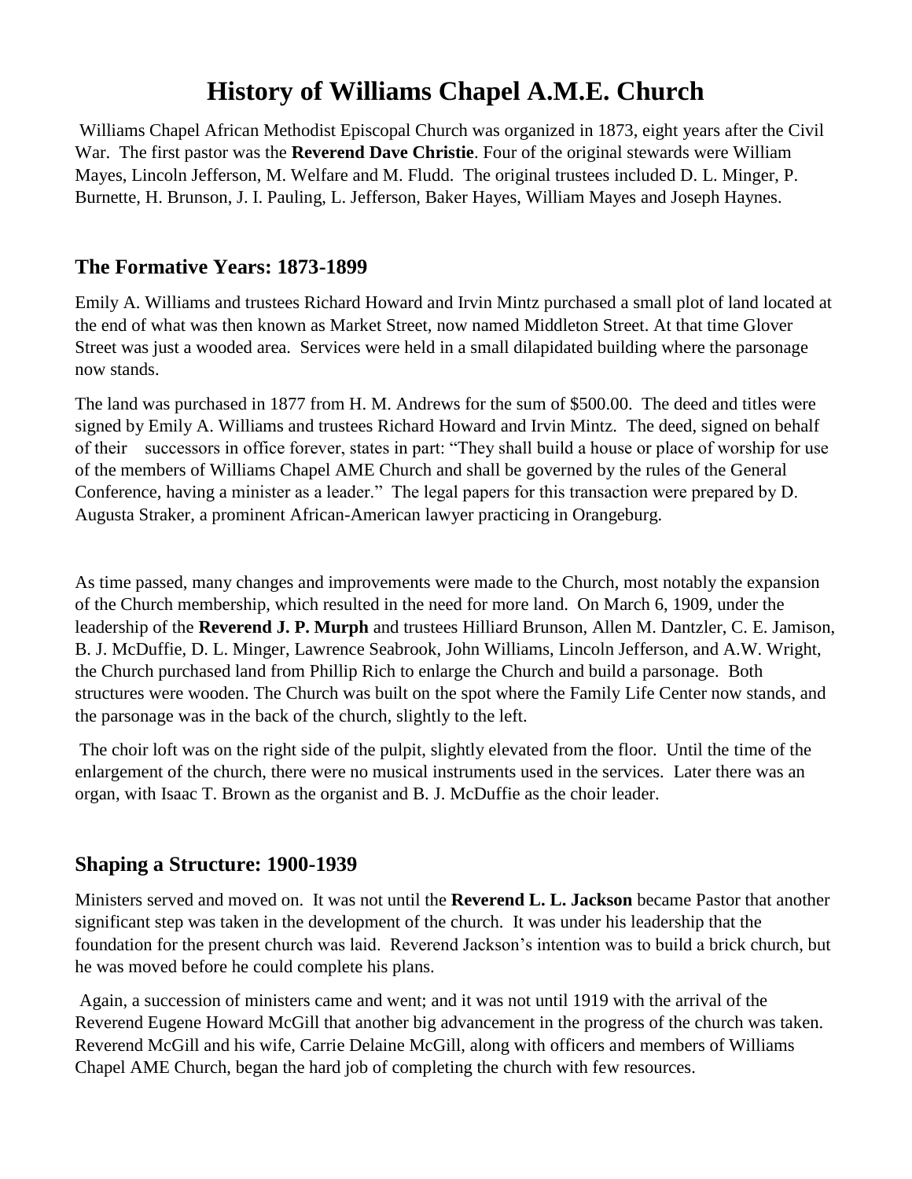# History of Williams Chapel A.M.E. Church

Williams Chapel African Methodist Episcopal Church was organized in 1873, eight years after the Civil War. The first pastor was the **Reverend Dave Christie**. Four of the original stewards were William Mayes, Lincoln Jefferson, M. Welfare and M. Fludd. The original trustees included D. L. Minger, P. Burnette, H. Brunson, J. I. Pauling, L. Jefferson, Baker Hayes, William Mayes and Joseph Haynes.

## The Formative Years: 1873-1899

Emily A. Williams and trustees Richard Howard and Irvin Mintz purchased a small plot of land located at the end of what was then known as Market Street, now named Middleton Street. At that time Glover Street was just a wooded area. Services were held in a small dilapidated building where the parsonage now stands.

The land was purchased in 1877 from H. M. Andrews for the sum of $500.00. The deed and titles were signed by Emily A. Williams and trustees Richard Howard and Irvin Mintz. The deed, signed on behalf of their successors in office forever, states in part: "They shall build a house or place of worship for use of the members of Williams Chapel AME Church and shall be governed by the rules of the General Conference, having a minister as a leader." The legal papers for this transaction were prepared by D. Augusta Straker, a prominent African-American lawyer practicing in Orangeburg.

As time passed, many changes and improvements were made to the Church, most notably the expansion of the Church membership, which resulted in the need for more land. On March 6, 1909, under the leadership of the **Reverend J. P. Murph** and trustees Hilliard Brunson, Allen M. Dantzler, C. E. Jamison, B. J. McDuffie, D. L. Minger, Lawrence Seabrook, John Williams, Lincoln Jefferson, and A.W. Wright, the Church purchased land from Phillip Rich to enlarge the Church and build a parsonage. Both structures were wooden. The Church was built on the spot where the Family Life Center now stands, and the parsonage was in the back of the church, slightly to the left.

The choir loft was on the right side of the pulpit, slightly elevated from the floor. Until the time of the enlargement of the church, there were no musical instruments used in the services. Later there was an organ, with Isaac T. Brown as the organist and B. J. McDuffie as the choir leader.

## Shaping a Structure: 1900-1939

Ministers served and moved on. It was not until the **Reverend L. L. Jackson** became Pastor that another significant step was taken in the development of the church. It was under his leadership that the foundation for the present church was laid. Reverend Jackson's intention was to build a brick church, but he was moved before he could complete his plans.

Again, a succession of ministers came and went; and it was not until 1919 with the arrival of the Reverend Eugene Howard McGill that another big advancement in the progress of the church was taken. Reverend McGill and his wife, Carrie Delaine McGill, along with officers and members of Williams Chapel AME Church, began the hard job of completing the church with few resources.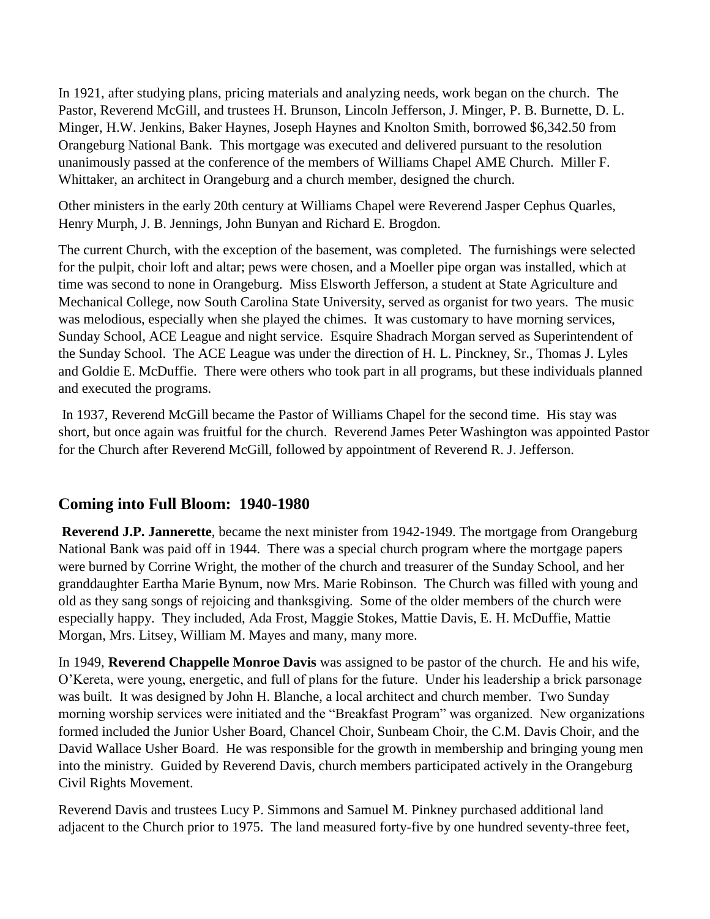In 1921, after studying plans, pricing materials and analyzing needs, work began on the church. The Pastor, Reverend McGill, and trustees H. Brunson, Lincoln Jefferson, J. Minger, P. B. Burnette, D. L. Minger, H.W. Jenkins, Baker Haynes, Joseph Haynes and Knolton Smith, borrowed $6,342.50 from Orangeburg National Bank. This mortgage was executed and delivered pursuant to the resolution unanimously passed at the conference of the members of Williams Chapel AME Church. Miller F. Whittaker, an architect in Orangeburg and a church member, designed the church.

Other ministers in the early 20th century at Williams Chapel were Reverend Jasper Cephus Quarles, Henry Murph, J. B. Jennings, John Bunyan and Richard E. Brogdon.

The current Church, with the exception of the basement, was completed. The furnishings were selected for the pulpit, choir loft and altar; pews were chosen, and a Moeller pipe organ was installed, which at time was second to none in Orangeburg. Miss Elsworth Jefferson, a student at State Agriculture and Mechanical College, now South Carolina State University, served as organist for two years. The music was melodious, especially when she played the chimes. It was customary to have morning services, Sunday School, ACE League and night service. Esquire Shadrach Morgan served as Superintendent of the Sunday School. The ACE League was under the direction of H. L. Pinckney, Sr., Thomas J. Lyles and Goldie E. McDuffie. There were others who took part in all programs, but these individuals planned and executed the programs.

In 1937, Reverend McGill became the Pastor of Williams Chapel for the second time. His stay was short, but once again was fruitful for the church. Reverend James Peter Washington was appointed Pastor for the Church after Reverend McGill, followed by appointment of Reverend R. J. Jefferson.

## Coming into Full Bloom: 1940-1980

**Reverend J.P. Jannerette**, became the next minister from 1942-1949. The mortgage from Orangeburg National Bank was paid off in 1944. There was a special church program where the mortgage papers were burned by Corrine Wright, the mother of the church and treasurer of the Sunday School, and her granddaughter Eartha Marie Bynum, now Mrs. Marie Robinson. The Church was filled with young and old as they sang songs of rejoicing and thanksgiving. Some of the older members of the church were especially happy. They included, Ada Frost, Maggie Stokes, Mattie Davis, E. H. McDuffie, Mattie Morgan, Mrs. Litsey, William M. Mayes and many, many more.

In 1949, **Reverend Chappelle Monroe Davis** was assigned to be pastor of the church. He and his wife, O'Kereta, were young, energetic, and full of plans for the future. Under his leadership a brick parsonage was built. It was designed by John H. Blanche, a local architect and church member. Two Sunday morning worship services were initiated and the "Breakfast Program" was organized. New organizations formed included the Junior Usher Board, Chancel Choir, Sunbeam Choir, the C.M. Davis Choir, and the David Wallace Usher Board. He was responsible for the growth in membership and bringing young men into the ministry. Guided by Reverend Davis, church members participated actively in the Orangeburg Civil Rights Movement.

Reverend Davis and trustees Lucy P. Simmons and Samuel M. Pinkney purchased additional land adjacent to the Church prior to 1975. The land measured forty-five by one hundred seventy-three feet,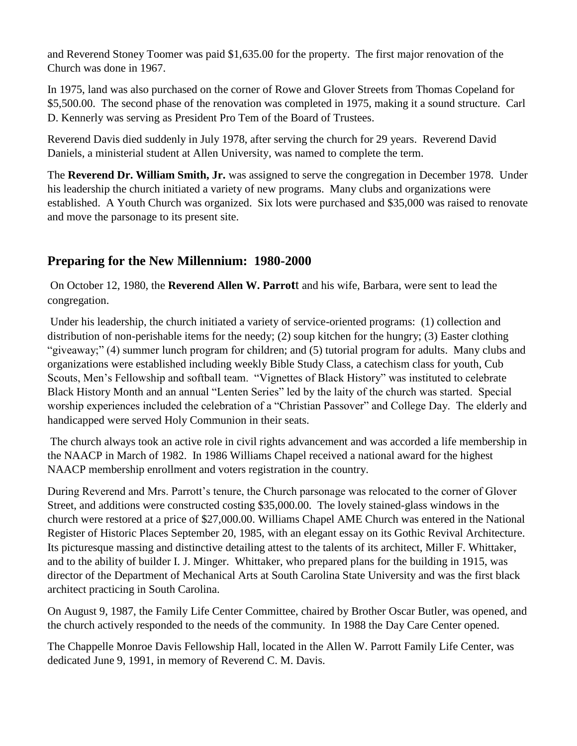and Reverend Stoney Toomer was paid $1,635.00 for the property. The first major renovation of the Church was done in 1967.

In 1975, land was also purchased on the corner of Rowe and Glover Streets from Thomas Copeland for $5,500.00. The second phase of the renovation was completed in 1975, making it a sound structure. Carl D. Kennerly was serving as President Pro Tem of the Board of Trustees.

Reverend Davis died suddenly in July 1978, after serving the church for 29 years. Reverend David Daniels, a ministerial student at Allen University, was named to complete the term.

The **Reverend Dr. William Smith, Jr.** was assigned to serve the congregation in December 1978. Under his leadership the church initiated a variety of new programs. Many clubs and organizations were established. A Youth Church was organized. Six lots were purchased and $35,000 was raised to renovate and move the parsonage to its present site.

## Preparing for the New Millennium: 1980-2000

On October 12, 1980, the **Reverend Allen W. Parrot**t and his wife, Barbara, were sent to lead the congregation.

Under his leadership, the church initiated a variety of service-oriented programs: (1) collection and distribution of non-perishable items for the needy; (2) soup kitchen for the hungry; (3) Easter clothing "giveaway;" (4) summer lunch program for children; and (5) tutorial program for adults. Many clubs and organizations were established including weekly Bible Study Class, a catechism class for youth, Cub Scouts, Men's Fellowship and softball team. "Vignettes of Black History" was instituted to celebrate Black History Month and an annual "Lenten Series" led by the laity of the church was started. Special worship experiences included the celebration of a "Christian Passover" and College Day. The elderly and handicapped were served Holy Communion in their seats.

The church always took an active role in civil rights advancement and was accorded a life membership in the NAACP in March of 1982. In 1986 Williams Chapel received a national award for the highest NAACP membership enrollment and voters registration in the country.

During Reverend and Mrs. Parrott's tenure, the Church parsonage was relocated to the corner of Glover Street, and additions were constructed costing $35,000.00. The lovely stained-glass windows in the church were restored at a price of $27,000.00. Williams Chapel AME Church was entered in the National Register of Historic Places September 20, 1985, with an elegant essay on its Gothic Revival Architecture. Its picturesque massing and distinctive detailing attest to the talents of its architect, Miller F. Whittaker, and to the ability of builder I. J. Minger. Whittaker, who prepared plans for the building in 1915, was director of the Department of Mechanical Arts at South Carolina State University and was the first black architect practicing in South Carolina.

On August 9, 1987, the Family Life Center Committee, chaired by Brother Oscar Butler, was opened, and the church actively responded to the needs of the community. In 1988 the Day Care Center opened.

The Chappelle Monroe Davis Fellowship Hall, located in the Allen W. Parrott Family Life Center, was dedicated June 9, 1991, in memory of Reverend C. M. Davis.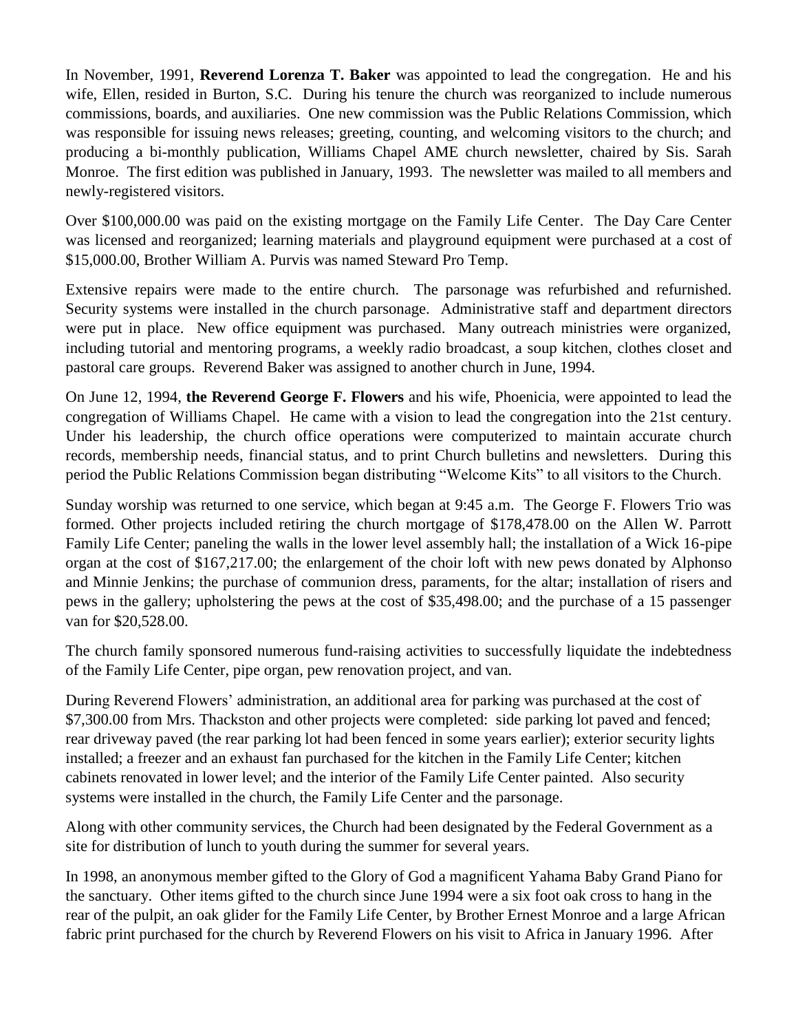In November, 1991, **Reverend Lorenza T. Baker** was appointed to lead the congregation. He and his wife, Ellen, resided in Burton, S.C. During his tenure the church was reorganized to include numerous commissions, boards, and auxiliaries. One new commission was the Public Relations Commission, which was responsible for issuing news releases; greeting, counting, and welcoming visitors to the church; and producing a bi-monthly publication, Williams Chapel AME church newsletter, chaired by Sis. Sarah Monroe. The first edition was published in January, 1993. The newsletter was mailed to all members and newly-registered visitors.

Over $100,000.00 was paid on the existing mortgage on the Family Life Center. The Day Care Center was licensed and reorganized; learning materials and playground equipment were purchased at a cost of $15,000.00, Brother William A. Purvis was named Steward Pro Temp.

Extensive repairs were made to the entire church. The parsonage was refurbished and refurnished. Security systems were installed in the church parsonage. Administrative staff and department directors were put in place. New office equipment was purchased. Many outreach ministries were organized, including tutorial and mentoring programs, a weekly radio broadcast, a soup kitchen, clothes closet and pastoral care groups. Reverend Baker was assigned to another church in June, 1994.

On June 12, 1994, **the Reverend George F. Flowers** and his wife, Phoenicia, were appointed to lead the congregation of Williams Chapel. He came with a vision to lead the congregation into the 21st century. Under his leadership, the church office operations were computerized to maintain accurate church records, membership needs, financial status, and to print Church bulletins and newsletters. During this period the Public Relations Commission began distributing "Welcome Kits" to all visitors to the Church.

Sunday worship was returned to one service, which began at 9:45 a.m. The George F. Flowers Trio was formed. Other projects included retiring the church mortgage of $178,478.00 on the Allen W. Parrott Family Life Center; paneling the walls in the lower level assembly hall; the installation of a Wick 16-pipe organ at the cost of $167,217.00; the enlargement of the choir loft with new pews donated by Alphonso and Minnie Jenkins; the purchase of communion dress, paraments, for the altar; installation of risers and pews in the gallery; upholstering the pews at the cost of $35,498.00; and the purchase of a 15 passenger van for $20,528.00.

The church family sponsored numerous fund-raising activities to successfully liquidate the indebtedness of the Family Life Center, pipe organ, pew renovation project, and van.

During Reverend Flowers' administration, an additional area for parking was purchased at the cost of $7,300.00 from Mrs. Thackston and other projects were completed: side parking lot paved and fenced; rear driveway paved (the rear parking lot had been fenced in some years earlier); exterior security lights installed; a freezer and an exhaust fan purchased for the kitchen in the Family Life Center; kitchen cabinets renovated in lower level; and the interior of the Family Life Center painted. Also security systems were installed in the church, the Family Life Center and the parsonage.

Along with other community services, the Church had been designated by the Federal Government as a site for distribution of lunch to youth during the summer for several years.

In 1998, an anonymous member gifted to the Glory of God a magnificent Yahama Baby Grand Piano for the sanctuary. Other items gifted to the church since June 1994 were a six foot oak cross to hang in the rear of the pulpit, an oak glider for the Family Life Center, by Brother Ernest Monroe and a large African fabric print purchased for the church by Reverend Flowers on his visit to Africa in January 1996. After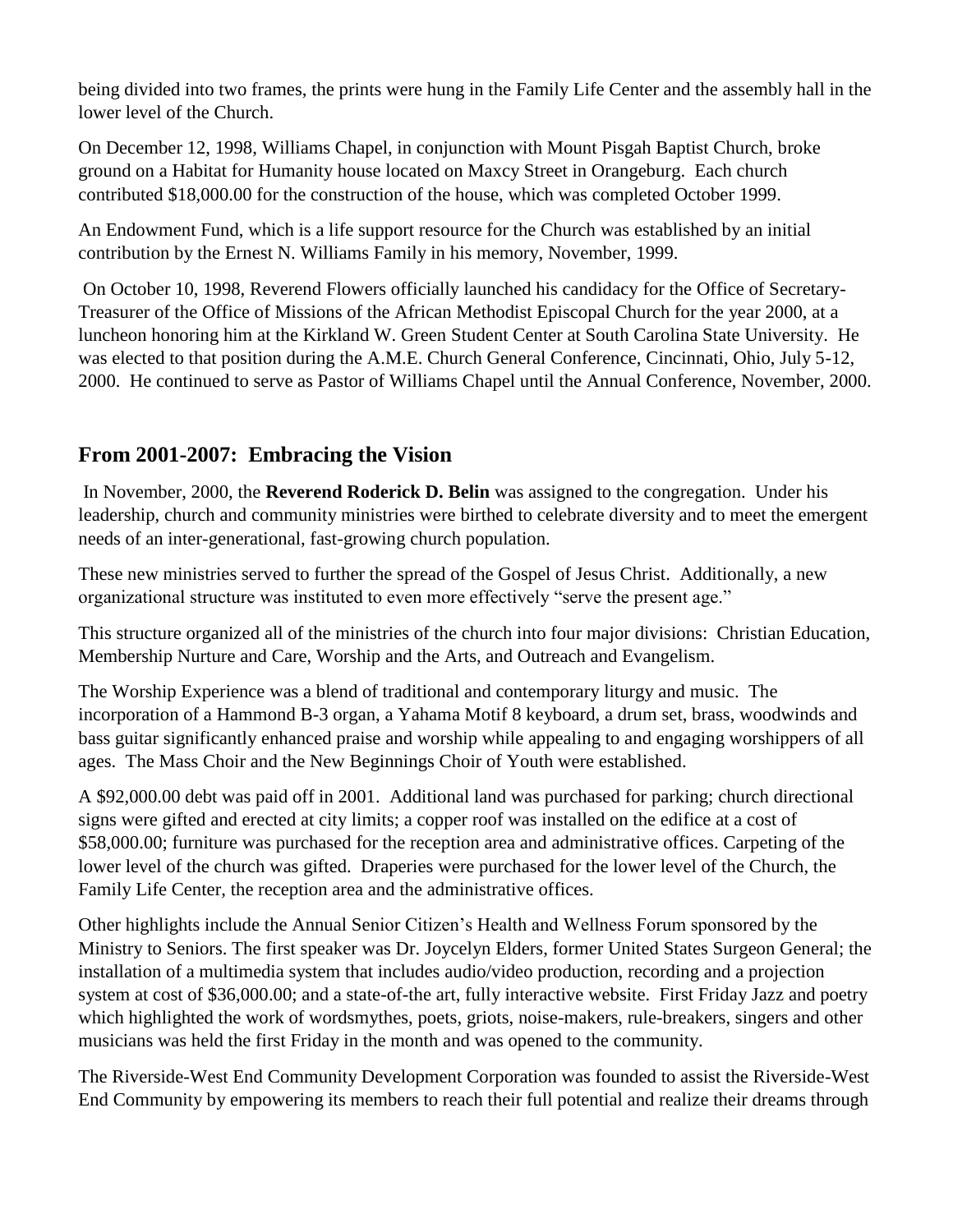being divided into two frames, the prints were hung in the Family Life Center and the assembly hall in the lower level of the Church.

On December 12, 1998, Williams Chapel, in conjunction with Mount Pisgah Baptist Church, broke ground on a Habitat for Humanity house located on Maxcy Street in Orangeburg. Each church contributed $18,000.00 for the construction of the house, which was completed October 1999.

An Endowment Fund, which is a life support resource for the Church was established by an initial contribution by the Ernest N. Williams Family in his memory, November, 1999.

On October 10, 1998, Reverend Flowers officially launched his candidacy for the Office of Secretary-Treasurer of the Office of Missions of the African Methodist Episcopal Church for the year 2000, at a luncheon honoring him at the Kirkland W. Green Student Center at South Carolina State University. He was elected to that position during the A.M.E. Church General Conference, Cincinnati, Ohio, July 5-12, 2000. He continued to serve as Pastor of Williams Chapel until the Annual Conference, November, 2000.

## From 2001-2007: Embracing the Vision

In November, 2000, the **Reverend Roderick D. Belin** was assigned to the congregation. Under his leadership, church and community ministries were birthed to celebrate diversity and to meet the emergent needs of an inter-generational, fast-growing church population.

These new ministries served to further the spread of the Gospel of Jesus Christ. Additionally, a new organizational structure was instituted to even more effectively "serve the present age."

This structure organized all of the ministries of the church into four major divisions: Christian Education, Membership Nurture and Care, Worship and the Arts, and Outreach and Evangelism.

The Worship Experience was a blend of traditional and contemporary liturgy and music. The incorporation of a Hammond B-3 organ, a Yahama Motif 8 keyboard, a drum set, brass, woodwinds and bass guitar significantly enhanced praise and worship while appealing to and engaging worshippers of all ages. The Mass Choir and the New Beginnings Choir of Youth were established.

A $92,000.00 debt was paid off in 2001. Additional land was purchased for parking; church directional signs were gifted and erected at city limits; a copper roof was installed on the edifice at a cost of $58,000.00; furniture was purchased for the reception area and administrative offices. Carpeting of the lower level of the church was gifted. Draperies were purchased for the lower level of the Church, the Family Life Center, the reception area and the administrative offices.

Other highlights include the Annual Senior Citizen's Health and Wellness Forum sponsored by the Ministry to Seniors. The first speaker was Dr. Joycelyn Elders, former United States Surgeon General; the installation of a multimedia system that includes audio/video production, recording and a projection system at cost of $36,000.00; and a state-of-the art, fully interactive website. First Friday Jazz and poetry which highlighted the work of wordsmythes, poets, griots, noise-makers, rule-breakers, singers and other musicians was held the first Friday in the month and was opened to the community.

The Riverside-West End Community Development Corporation was founded to assist the Riverside-West End Community by empowering its members to reach their full potential and realize their dreams through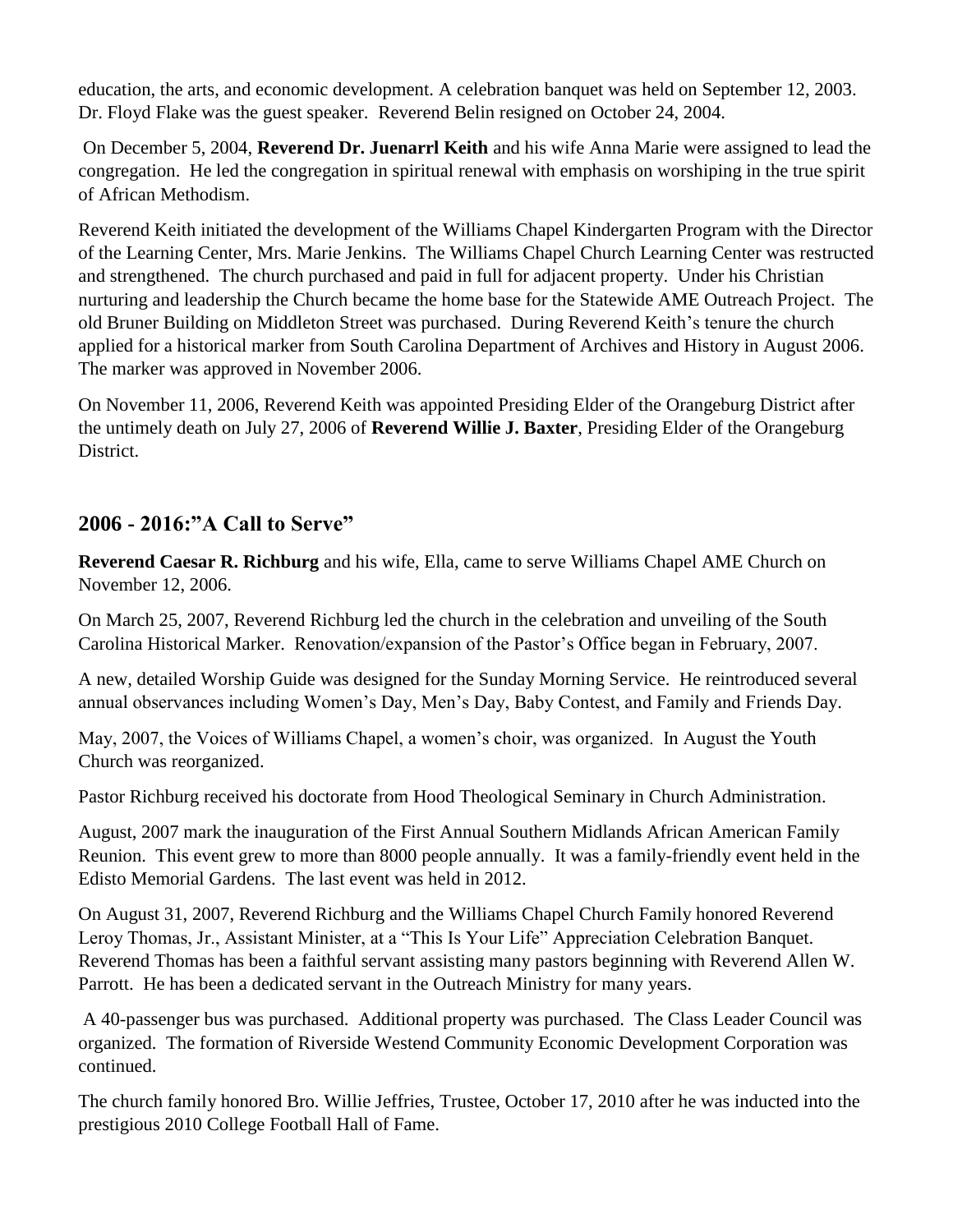education, the arts, and economic development. A celebration banquet was held on September 12, 2003. Dr. Floyd Flake was the guest speaker. Reverend Belin resigned on October 24, 2004.

On December 5, 2004, **Reverend Dr. Juenarrl Keith** and his wife Anna Marie were assigned to lead the congregation. He led the congregation in spiritual renewal with emphasis on worshiping in the true spirit of African Methodism.

Reverend Keith initiated the development of the Williams Chapel Kindergarten Program with the Director of the Learning Center, Mrs. Marie Jenkins. The Williams Chapel Church Learning Center was restructed and strengthened. The church purchased and paid in full for adjacent property. Under his Christian nurturing and leadership the Church became the home base for the Statewide AME Outreach Project. The old Bruner Building on Middleton Street was purchased. During Reverend Keith's tenure the church applied for a historical marker from South Carolina Department of Archives and History in August 2006. The marker was approved in November 2006.

On November 11, 2006, Reverend Keith was appointed Presiding Elder of the Orangeburg District after the untimely death on July 27, 2006 of **Reverend Willie J. Baxter**, Presiding Elder of the Orangeburg District.

## 2006 - 2016:"A Call to Serve"

**Reverend Caesar R. Richburg** and his wife, Ella, came to serve Williams Chapel AME Church on November 12, 2006.

On March 25, 2007, Reverend Richburg led the church in the celebration and unveiling of the South Carolina Historical Marker. Renovation/expansion of the Pastor's Office began in February, 2007.

A new, detailed Worship Guide was designed for the Sunday Morning Service. He reintroduced several annual observances including Women's Day, Men's Day, Baby Contest, and Family and Friends Day.

May, 2007, the Voices of Williams Chapel, a women's choir, was organized. In August the Youth Church was reorganized.

Pastor Richburg received his doctorate from Hood Theological Seminary in Church Administration.

August, 2007 mark the inauguration of the First Annual Southern Midlands African American Family Reunion. This event grew to more than 8000 people annually. It was a family-friendly event held in the Edisto Memorial Gardens. The last event was held in 2012.

On August 31, 2007, Reverend Richburg and the Williams Chapel Church Family honored Reverend Leroy Thomas, Jr., Assistant Minister, at a "This Is Your Life" Appreciation Celebration Banquet. Reverend Thomas has been a faithful servant assisting many pastors beginning with Reverend Allen W. Parrott. He has been a dedicated servant in the Outreach Ministry for many years.

A 40-passenger bus was purchased. Additional property was purchased. The Class Leader Council was organized. The formation of Riverside Westend Community Economic Development Corporation was continued.

The church family honored Bro. Willie Jeffries, Trustee, October 17, 2010 after he was inducted into the prestigious 2010 College Football Hall of Fame.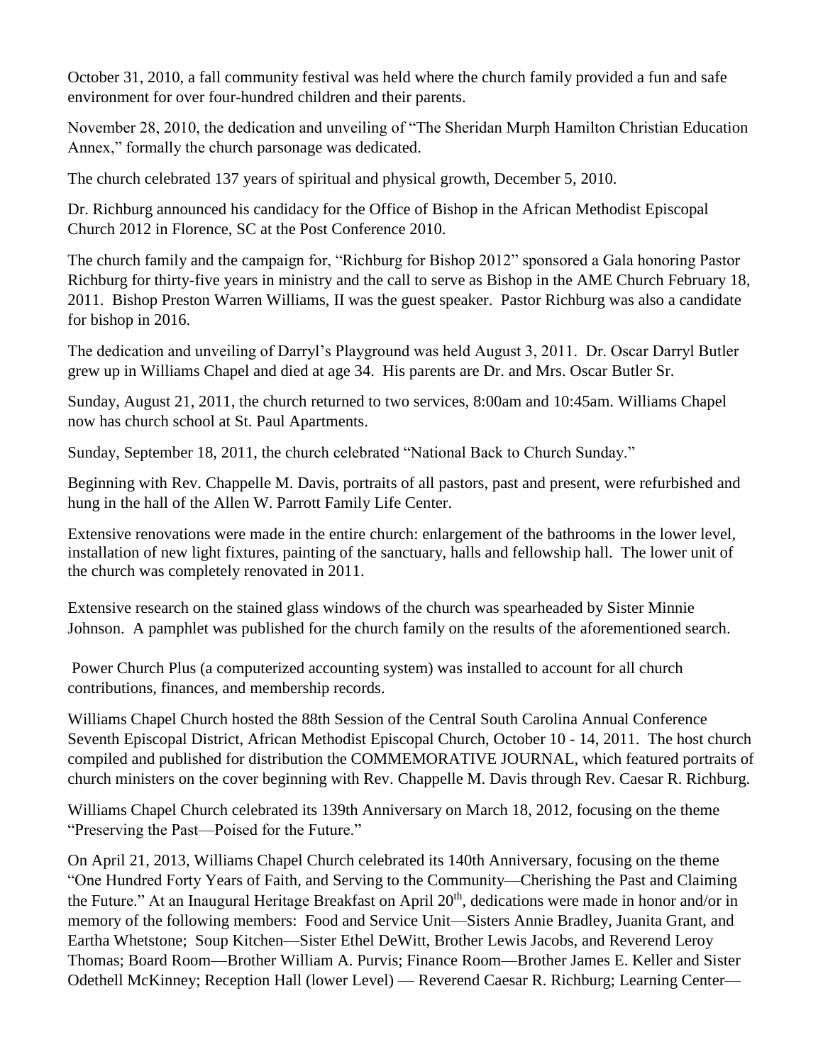October 31, 2010, a fall community festival was held where the church family provided a fun and safe environment for over four-hundred children and their parents.

November 28, 2010, the dedication and unveiling of "The Sheridan Murph Hamilton Christian Education Annex," formally the church parsonage was dedicated.

The church celebrated 137 years of spiritual and physical growth, December 5, 2010.

Dr. Richburg announced his candidacy for the Office of Bishop in the African Methodist Episcopal Church 2012 in Florence, SC at the Post Conference 2010.

The church family and the campaign for, "Richburg for Bishop 2012" sponsored a Gala honoring Pastor Richburg for thirty-five years in ministry and the call to serve as Bishop in the AME Church February 18, 2011. Bishop Preston Warren Williams, II was the guest speaker. Pastor Richburg was also a candidate for bishop in 2016.

The dedication and unveiling of Darryl's Playground was held August 3, 2011. Dr. Oscar Darryl Butler grew up in Williams Chapel and died at age 34. His parents are Dr. and Mrs. Oscar Butler Sr.

Sunday, August 21, 2011, the church returned to two services, 8:00am and 10:45am. Williams Chapel now has church school at St. Paul Apartments.

Sunday, September 18, 2011, the church celebrated "National Back to Church Sunday."

Beginning with Rev. Chappelle M. Davis, portraits of all pastors, past and present, were refurbished and hung in the hall of the Allen W. Parrott Family Life Center.

Extensive renovations were made in the entire church: enlargement of the bathrooms in the lower level, installation of new light fixtures, painting of the sanctuary, halls and fellowship hall. The lower unit of the church was completely renovated in 2011.

Extensive research on the stained glass windows of the church was spearheaded by Sister Minnie Johnson. A pamphlet was published for the church family on the results of the aforementioned search.

Power Church Plus (a computerized accounting system) was installed to account for all church contributions, finances, and membership records.

Williams Chapel Church hosted the 88th Session of the Central South Carolina Annual Conference Seventh Episcopal District, African Methodist Episcopal Church, October 10 - 14, 2011. The host church compiled and published for distribution the COMMEMORATIVE JOURNAL, which featured portraits of church ministers on the cover beginning with Rev. Chappelle M. Davis through Rev. Caesar R. Richburg.

Williams Chapel Church celebrated its 139th Anniversary on March 18, 2012, focusing on the theme "Preserving the Past—Poised for the Future."

On April 21, 2013, Williams Chapel Church celebrated its 140th Anniversary, focusing on the theme "One Hundred Forty Years of Faith, and Serving to the Community—Cherishing the Past and Claiming the Future." At an Inaugural Heritage Breakfast on April 20th, dedications were made in honor and/or in memory of the following members: Food and Service Unit—Sisters Annie Bradley, Juanita Grant, and Eartha Whetstone; Soup Kitchen—Sister Ethel DeWitt, Brother Lewis Jacobs, and Reverend Leroy Thomas; Board Room—Brother William A. Purvis; Finance Room—Brother James E. Keller and Sister Odethell McKinney; Reception Hall (lower Level) — Reverend Caesar R. Richburg; Learning Center—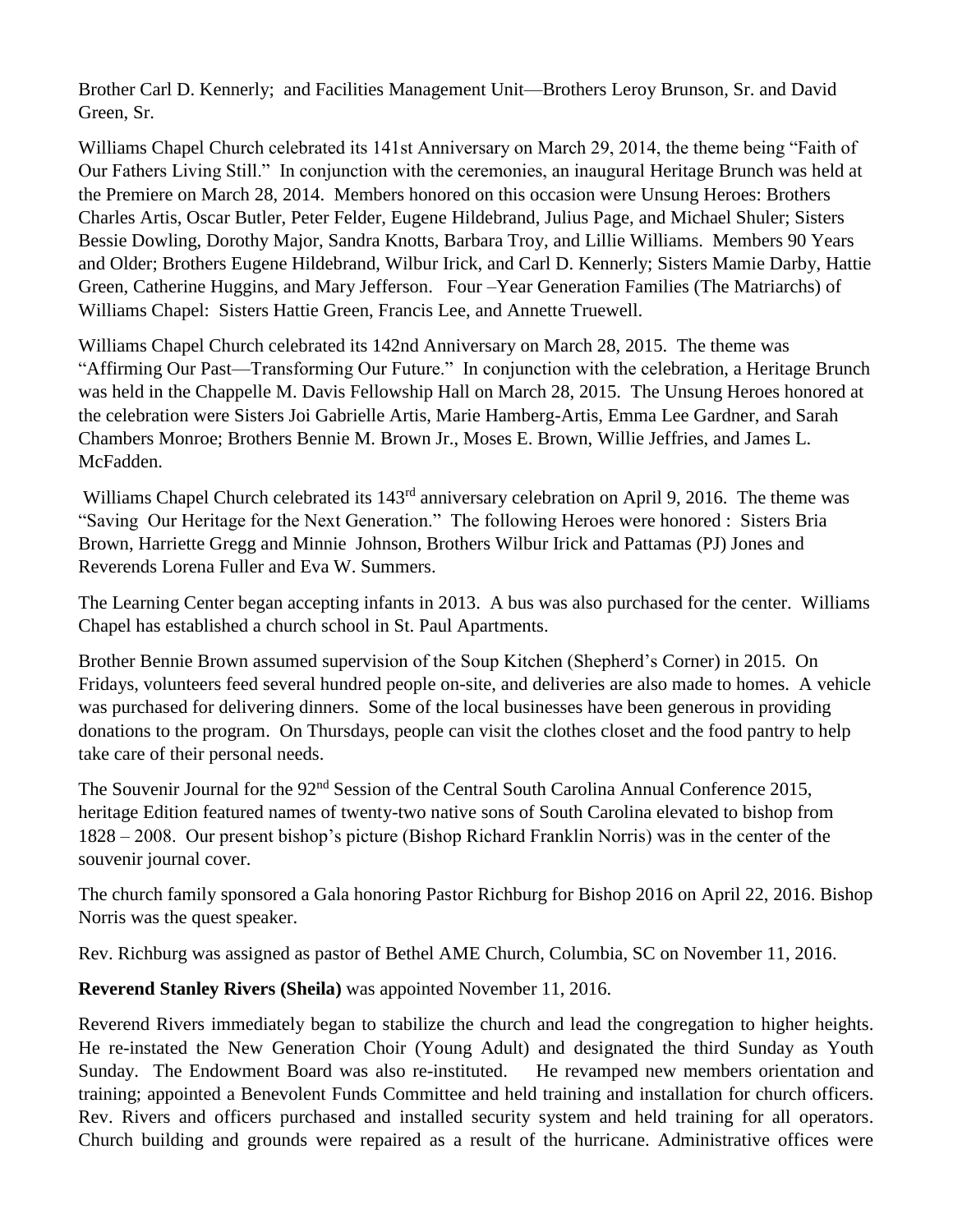Brother Carl D. Kennerly; and Facilities Management Unit—Brothers Leroy Brunson, Sr. and David Green, Sr.

Williams Chapel Church celebrated its 141st Anniversary on March 29, 2014, the theme being "Faith of Our Fathers Living Still." In conjunction with the ceremonies, an inaugural Heritage Brunch was held at the Premiere on March 28, 2014. Members honored on this occasion were Unsung Heroes: Brothers Charles Artis, Oscar Butler, Peter Felder, Eugene Hildebrand, Julius Page, and Michael Shuler; Sisters Bessie Dowling, Dorothy Major, Sandra Knotts, Barbara Troy, and Lillie Williams. Members 90 Years and Older; Brothers Eugene Hildebrand, Wilbur Irick, and Carl D. Kennerly; Sisters Mamie Darby, Hattie Green, Catherine Huggins, and Mary Jefferson. Four –Year Generation Families (The Matriarchs) of Williams Chapel: Sisters Hattie Green, Francis Lee, and Annette Truewell.

Williams Chapel Church celebrated its 142nd Anniversary on March 28, 2015. The theme was "Affirming Our Past—Transforming Our Future." In conjunction with the celebration, a Heritage Brunch was held in the Chappelle M. Davis Fellowship Hall on March 28, 2015. The Unsung Heroes honored at the celebration were Sisters Joi Gabrielle Artis, Marie Hamberg-Artis, Emma Lee Gardner, and Sarah Chambers Monroe; Brothers Bennie M. Brown Jr., Moses E. Brown, Willie Jeffries, and James L. McFadden.

Williams Chapel Church celebrated its 143rd anniversary celebration on April 9, 2016. The theme was "Saving Our Heritage for the Next Generation." The following Heroes were honored : Sisters Bria Brown, Harriette Gregg and Minnie Johnson, Brothers Wilbur Irick and Pattamas (PJ) Jones and Reverends Lorena Fuller and Eva W. Summers.

The Learning Center began accepting infants in 2013. A bus was also purchased for the center. Williams Chapel has established a church school in St. Paul Apartments.

Brother Bennie Brown assumed supervision of the Soup Kitchen (Shepherd's Corner) in 2015. On Fridays, volunteers feed several hundred people on-site, and deliveries are also made to homes. A vehicle was purchased for delivering dinners. Some of the local businesses have been generous in providing donations to the program. On Thursdays, people can visit the clothes closet and the food pantry to help take care of their personal needs.

The Souvenir Journal for the 92nd Session of the Central South Carolina Annual Conference 2015, heritage Edition featured names of twenty-two native sons of South Carolina elevated to bishop from 1828 – 2008. Our present bishop's picture (Bishop Richard Franklin Norris) was in the center of the souvenir journal cover.

The church family sponsored a Gala honoring Pastor Richburg for Bishop 2016 on April 22, 2016. Bishop Norris was the quest speaker.

Rev. Richburg was assigned as pastor of Bethel AME Church, Columbia, SC on November 11, 2016.

**Reverend Stanley Rivers (Sheila)** was appointed November 11, 2016.

Reverend Rivers immediately began to stabilize the church and lead the congregation to higher heights. He re-instated the New Generation Choir (Young Adult) and designated the third Sunday as Youth Sunday. The Endowment Board was also re-instituted. He revamped new members orientation and training; appointed a Benevolent Funds Committee and held training and installation for church officers. Rev. Rivers and officers purchased and installed security system and held training for all operators. Church building and grounds were repaired as a result of the hurricane. Administrative offices were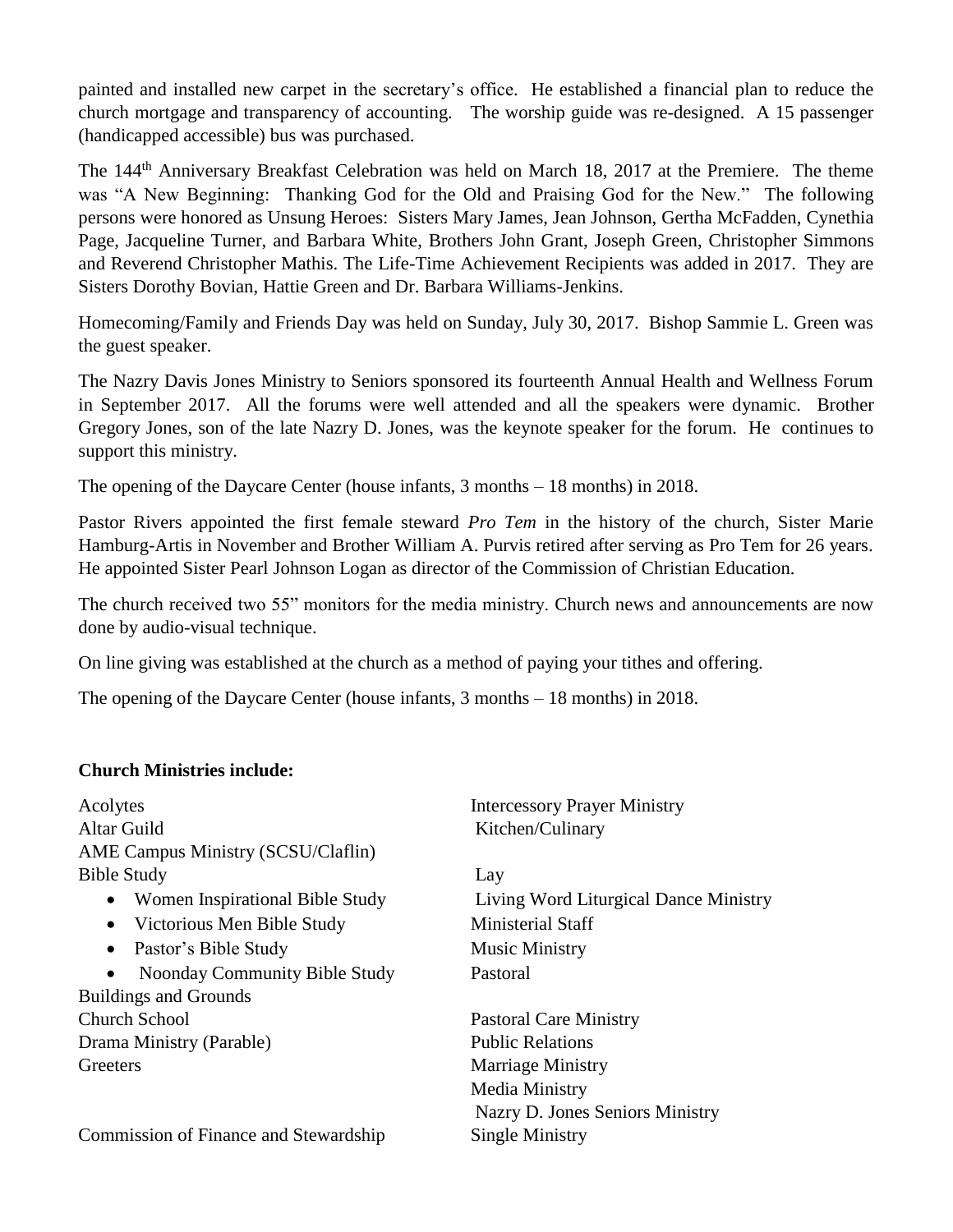painted and installed new carpet in the secretary's office. He established a financial plan to reduce the church mortgage and transparency of accounting. The worship guide was re-designed. A 15 passenger (handicapped accessible) bus was purchased.

The 144th Anniversary Breakfast Celebration was held on March 18, 2017 at the Premiere. The theme was "A New Beginning: Thanking God for the Old and Praising God for the New." The following persons were honored as Unsung Heroes: Sisters Mary James, Jean Johnson, Gertha McFadden, Cynethia Page, Jacqueline Turner, and Barbara White, Brothers John Grant, Joseph Green, Christopher Simmons and Reverend Christopher Mathis. The Life-Time Achievement Recipients was added in 2017. They are Sisters Dorothy Bovian, Hattie Green and Dr. Barbara Williams-Jenkins.

Homecoming/Family and Friends Day was held on Sunday, July 30, 2017. Bishop Sammie L. Green was the guest speaker.

The Nazry Davis Jones Ministry to Seniors sponsored its fourteenth Annual Health and Wellness Forum in September 2017. All the forums were well attended and all the speakers were dynamic. Brother Gregory Jones, son of the late Nazry D. Jones, was the keynote speaker for the forum. He continues to support this ministry.

The opening of the Daycare Center (house infants, 3 months – 18 months) in 2018.

Pastor Rivers appointed the first female steward *Pro Tem* in the history of the church, Sister Marie Hamburg-Artis in November and Brother William A. Purvis retired after serving as Pro Tem for 26 years. He appointed Sister Pearl Johnson Logan as director of the Commission of Christian Education.

The church received two 55" monitors for the media ministry. Church news and announcements are now done by audio-visual technique.

On line giving was established at the church as a method of paying your tithes and offering.

The opening of the Daycare Center (house infants, 3 months – 18 months) in 2018.

**Church Ministries include:**

Acolytes
Altar Guild
AME Campus Ministry (SCSU/Claflin)
Bible Study
- Women Inspirational Bible Study
- Victorious Men Bible Study
- Pastor's Bible Study
- Noonday Community Bible Study

Buildings and Grounds
Church School
Drama Ministry (Parable)
Greeters
Commission of Finance and Stewardship

Intercessory Prayer Ministry
Kitchen/Culinary
Lay
Living Word Liturgical Dance Ministry
Ministerial Staff
Music Ministry
Pastoral
Pastoral Care Ministry
Public Relations
Marriage Ministry
Media Ministry
Nazry D. Jones Seniors Ministry
Single Ministry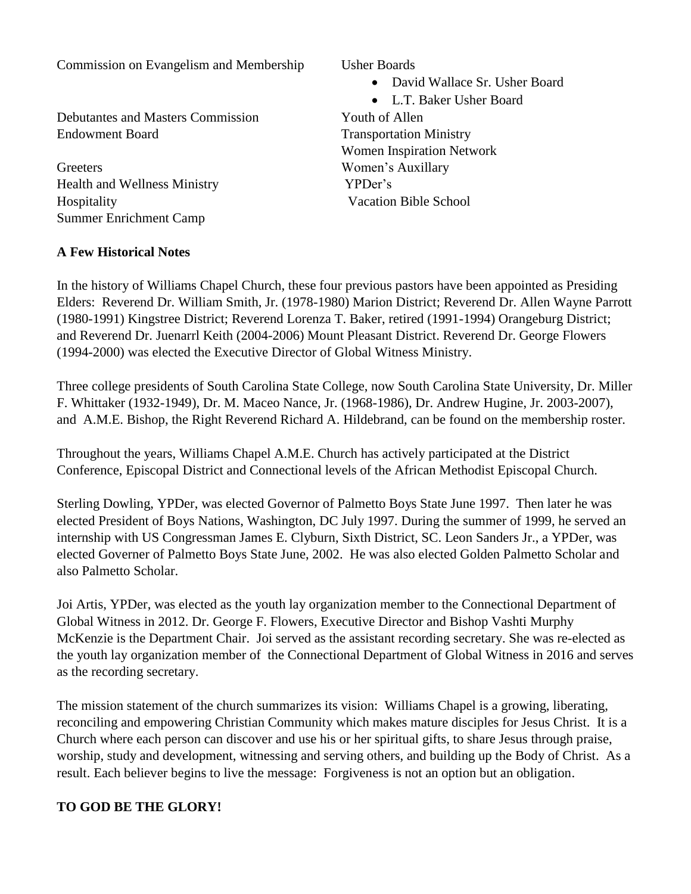Commission on Evangelism and Membership

Debutantes and Masters Commission
Endowment Board

Greeters
Health and Wellness Ministry
Hospitality
Summer Enrichment Camp

Usher Boards

- David Wallace Sr. Usher Board
- L.T. Baker Usher Board

Youth of Allen
Transportation Ministry
Women Inspiration Network
Women's Auxillary
YPDer's
Vacation Bible School

**A Few Historical Notes**

In the history of Williams Chapel Church, these four previous pastors have been appointed as Presiding Elders: Reverend Dr. William Smith, Jr. (1978-1980) Marion District; Reverend Dr. Allen Wayne Parrott (1980-1991) Kingstree District; Reverend Lorenza T. Baker, retired (1991-1994) Orangeburg District; and Reverend Dr. Juenarrl Keith (2004-2006) Mount Pleasant District. Reverend Dr. George Flowers (1994-2000) was elected the Executive Director of Global Witness Ministry.

Three college presidents of South Carolina State College, now South Carolina State University, Dr. Miller F. Whittaker (1932-1949), Dr. M. Maceo Nance, Jr. (1968-1986), Dr. Andrew Hugine, Jr. 2003-2007), and A.M.E. Bishop, the Right Reverend Richard A. Hildebrand, can be found on the membership roster.

Throughout the years, Williams Chapel A.M.E. Church has actively participated at the District Conference, Episcopal District and Connectional levels of the African Methodist Episcopal Church.

Sterling Dowling, YPDer, was elected Governor of Palmetto Boys State June 1997. Then later he was elected President of Boys Nations, Washington, DC July 1997. During the summer of 1999, he served an internship with US Congressman James E. Clyburn, Sixth District, SC. Leon Sanders Jr., a YPDer, was elected Governer of Palmetto Boys State June, 2002. He was also elected Golden Palmetto Scholar and also Palmetto Scholar.

Joi Artis, YPDer, was elected as the youth lay organization member to the Connectional Department of Global Witness in 2012. Dr. George F. Flowers, Executive Director and Bishop Vashti Murphy McKenzie is the Department Chair. Joi served as the assistant recording secretary. She was re-elected as the youth lay organization member of the Connectional Department of Global Witness in 2016 and serves as the recording secretary.

The mission statement of the church summarizes its vision: Williams Chapel is a growing, liberating, reconciling and empowering Christian Community which makes mature disciples for Jesus Christ. It is a Church where each person can discover and use his or her spiritual gifts, to share Jesus through praise, worship, study and development, witnessing and serving others, and building up the Body of Christ. As a result. Each believer begins to live the message: Forgiveness is not an option but an obligation.

**TO GOD BE THE GLORY!**